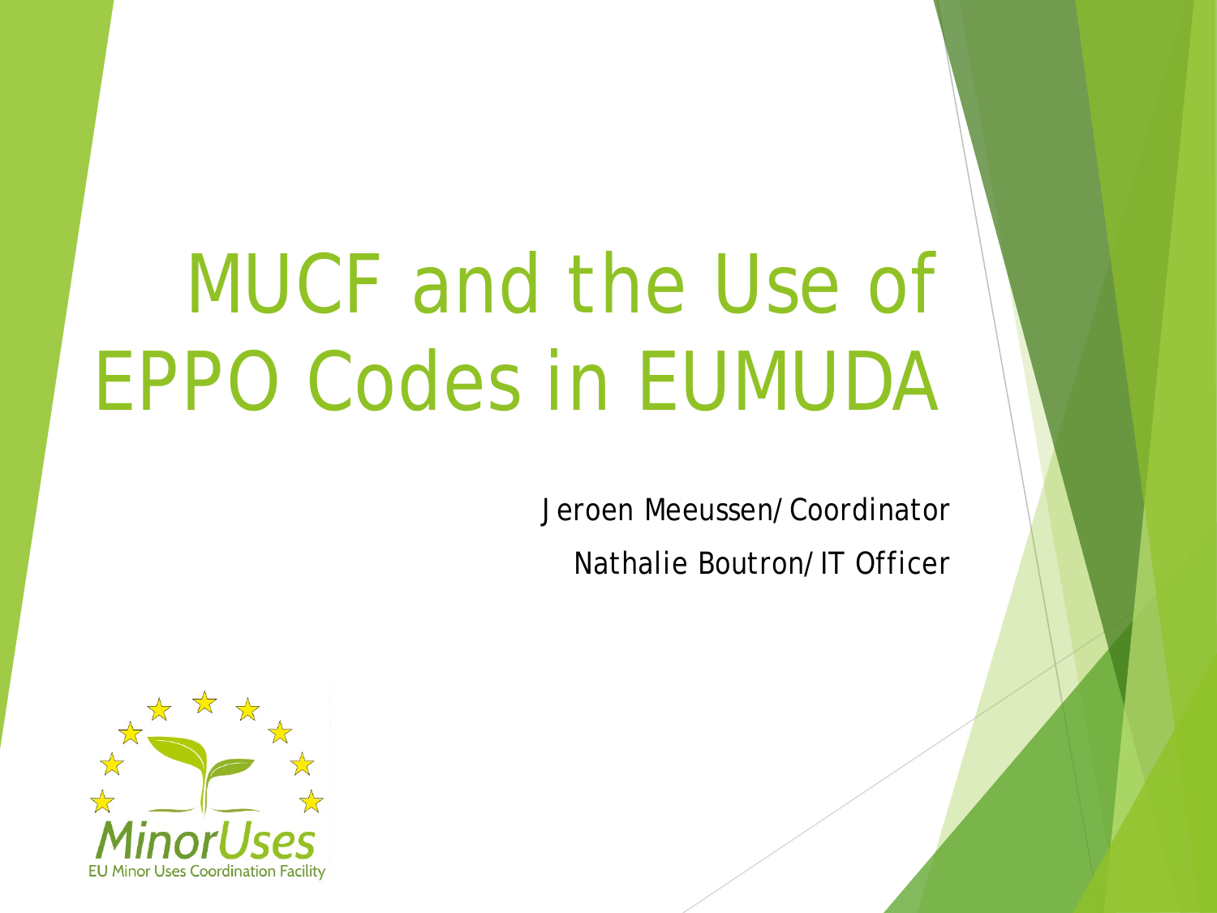# MUCF and the Use of EPPO Codes in EUMUDA

Jeroen Meeussen/ Coordinator

Nathalie Boutron/ IT Officer

MinorUses

EU Minor Uses Coordination Facility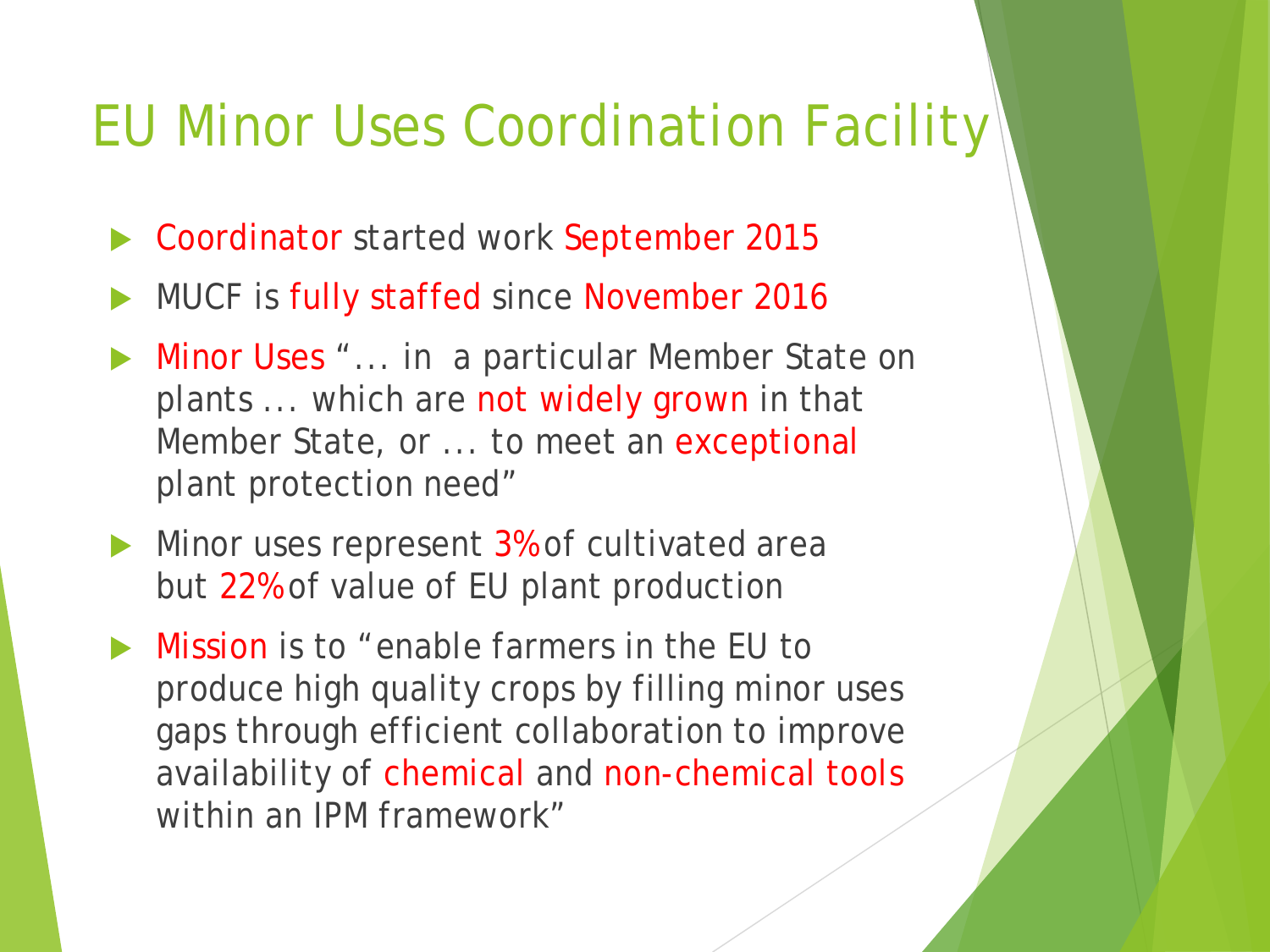# EU Minor Uses Coordination Facility

- Coordinator started work September 2015
- MUCF is fully staffed since November 2016
- Minor Uses "... in a particular Member State on plants ... which are not widely grown in that Member State, or ... to meet an exceptional plant protection need"
- Minor uses represent 3% of cultivated area but 22% of value of EU plant production
- Mission is to "enable farmers in the EU to produce high quality crops by filling minor uses gaps through efficient collaboration to improve availability of chemical and non-chemical tools within an IPM framework"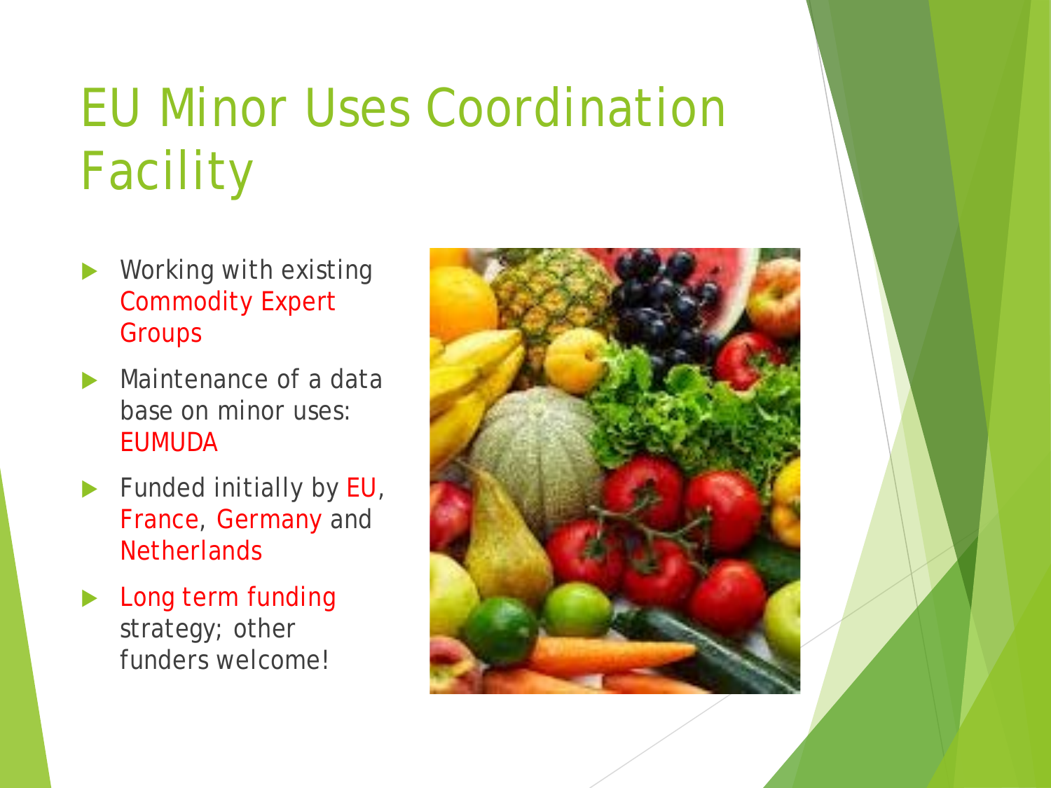# EU Minor Uses Coordination Facility

- Working with existing Commodity Expert Groups
- Maintenance of a data base on minor uses: EUMUDA
- Funded initially by EU, France, Germany and Netherlands
- Long term funding strategy; other funders welcome!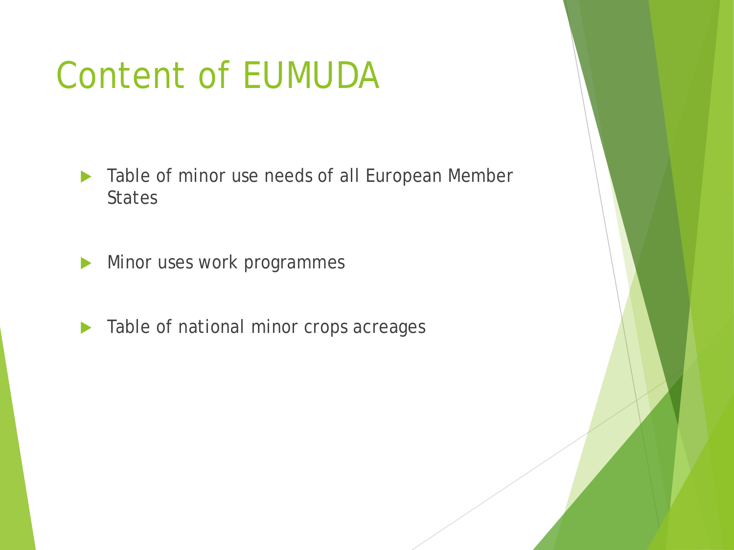# Content of EUMUDA

- Table of minor use needs of all European Member States
- Minor uses work programmes
- Table of national minor crops acreages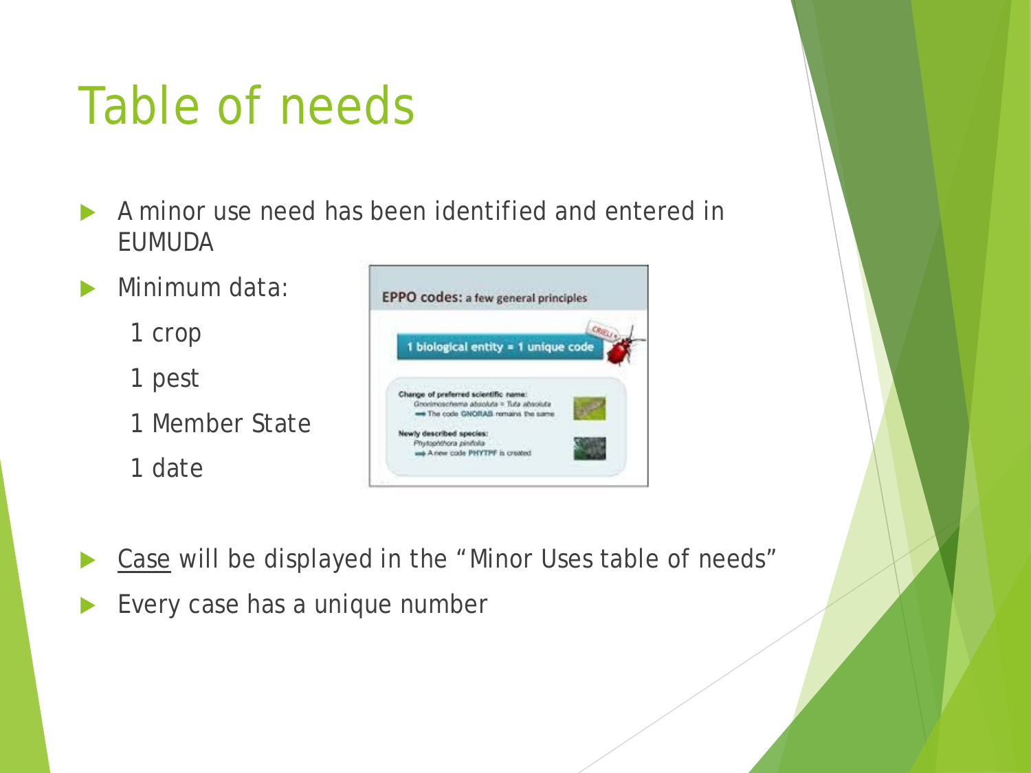# Table of needs

- A minor use need has been identified and entered in EUMUDA
- Minimum data:
  - 1 crop
  - 1 pest
  - 1 Member State
  - 1 date

EPPO codes: a few general principles

1 biological entity = 1 unique code

Change of preferred scientific name:
Gnorimoschema absoluta = Tuta absoluta
➡ The code GNORAB remains the same

Newly described species:
Phytophthora pinifolia
➡ A new code PHYTPF is created

- Case will be displayed in the "Minor Uses table of needs"
- Every case has a unique number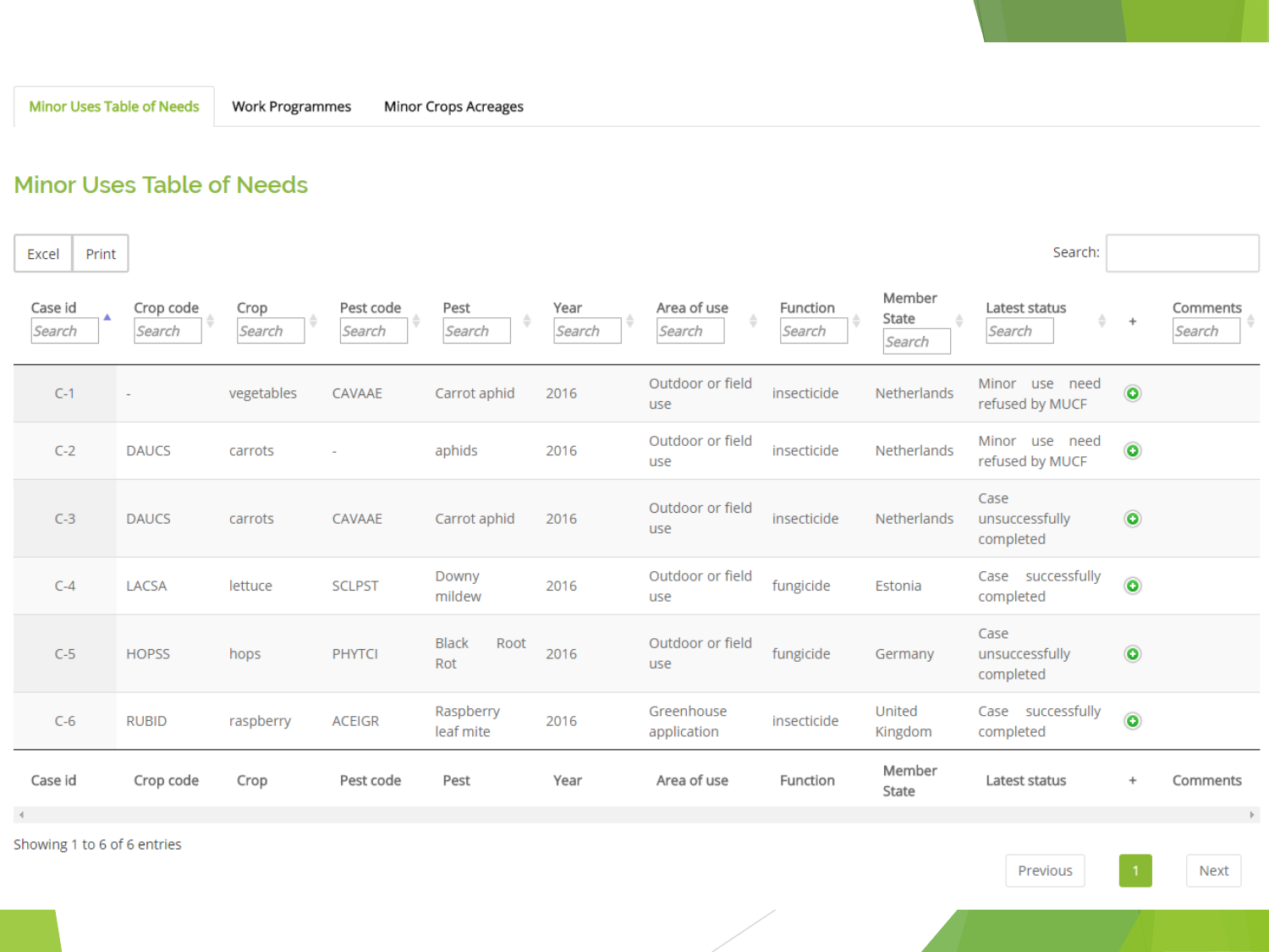Minor Uses Table of Needs | Work Programmes | Minor Crops Acreages

## Minor Uses Table of Needs

Excel | Print

Search:

| Case id | Crop code | Crop | Pest code | Pest | Year | Area of use | Function | Member State | Latest status | + | Comments |
|---|---|---|---|---|---|---|---|---|---|---|---|
| C-1 | - | vegetables | CAVAAE | Carrot aphid | 2016 | Outdoor or field use | insecticide | Netherlands | Minor use need refused by MUCF | + | |
| C-2 | DAUCS | carrots | - | aphids | 2016 | Outdoor or field use | insecticide | Netherlands | Minor use need refused by MUCF | + | |
| C-3 | DAUCS | carrots | CAVAAE | Carrot aphid | 2016 | Outdoor or field use | insecticide | Netherlands | Case unsuccessfully completed | + | |
| C-4 | LACSA | lettuce | SCLPST | Downy mildew | 2016 | Outdoor or field use | fungicide | Estonia | Case successfully completed | + | |
| C-5 | HOPSS | hops | PHYTCI | Black Root Rot | 2016 | Outdoor or field use | fungicide | Germany | Case unsuccessfully completed | + | |
| C-6 | RUBID | raspberry | ACEIGR | Raspberry leaf mite | 2016 | Greenhouse application | insecticide | United Kingdom | Case successfully completed | + | |

Showing 1 to 6 of 6 entries

Previous | 1 | Next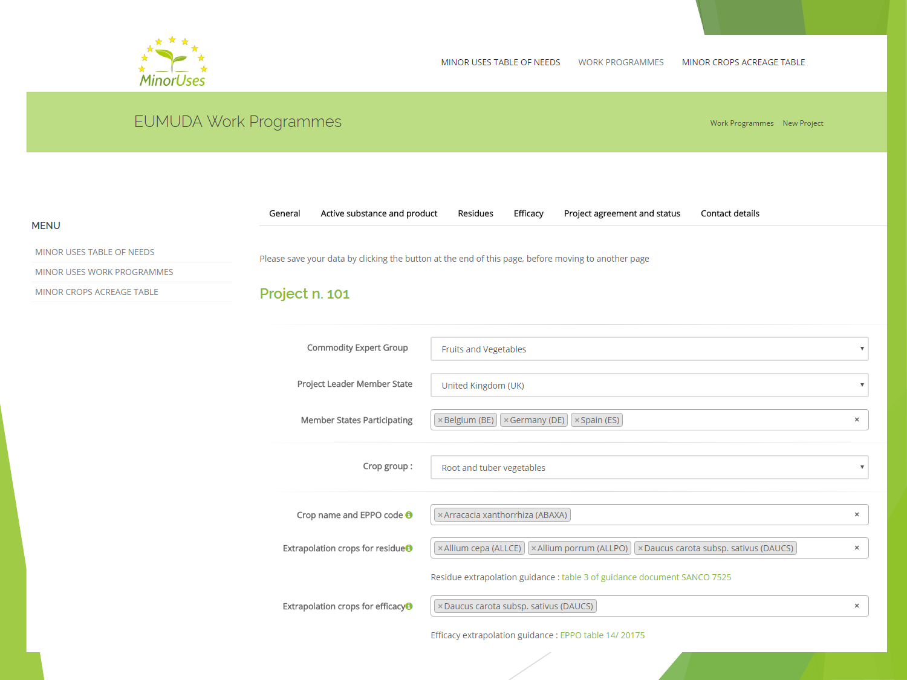MinorUses

MINOR USES TABLE OF NEEDS   WORK PROGRAMMES   MINOR CROPS ACREAGE TABLE

# EUMUDA Work Programmes

Work Programmes   New Project

**MENU**

- MINOR USES TABLE OF NEEDS
- MINOR USES WORK PROGRAMMES
- MINOR CROPS ACREAGE TABLE

General | Active substance and product | Residues | Efficacy | Project agreement and status | Contact details

Please save your data by clicking the button at the end of this page, before moving to another page

## Project n. 101

| Field | Value |
|---|---|
| Commodity Expert Group | Fruits and Vegetables |
| Project Leader Member State | United Kingdom (UK) |
| Member States Participating | Belgium (BE), Germany (DE), Spain (ES) |
| Crop group : | Root and tuber vegetables |
| Crop name and EPPO code | Arracacia xanthorrhiza (ABAXA) |
| Extrapolation crops for residue | Allium cepa (ALLCE), Allium porrum (ALLPO), Daucus carota subsp. sativus (DAUCS) |
| | Residue extrapolation guidance : table 3 of guidance document SANCO 7525 |
| Extrapolation crops for efficacy | Daucus carota subsp. sativus (DAUCS) |
| | Efficacy extrapolation guidance : EPPO table 14/ 20175 |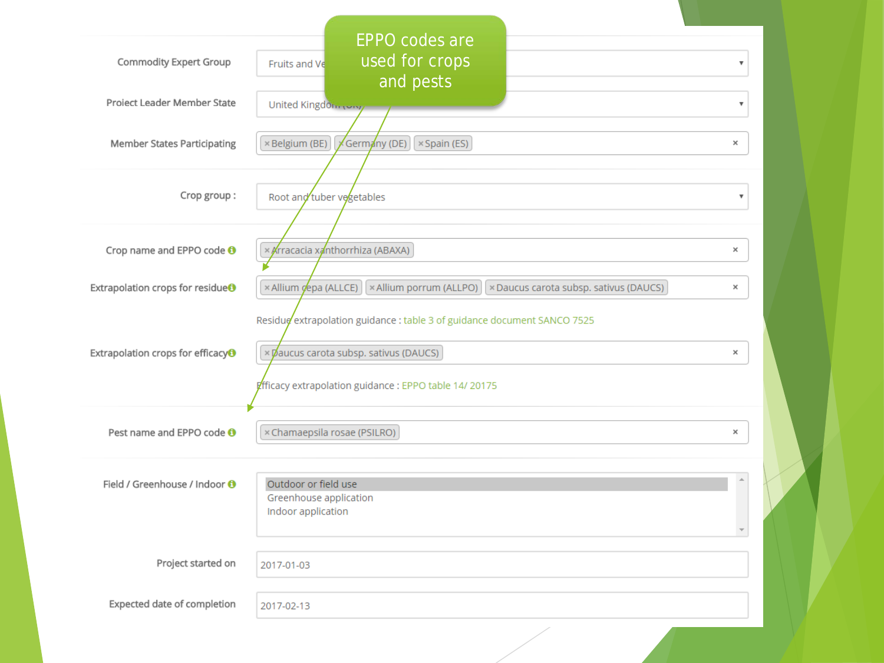EPPO codes are used for crops and pests

| Field | Value |
|---|---|
| Commodity Expert Group | Fruits and Ve... |
| Project Leader Member State | United Kingdom (UK) |
| Member States Participating | × Belgium (BE) × Germany (DE) × Spain (ES) |
| Crop group : | Root and tuber vegetables |
| Crop name and EPPO code | × Arracacia xanthorrhiza (ABAXA) |
| Extrapolation crops for residue | × Allium cepa (ALLCE) × Allium porrum (ALLPO) × Daucus carota subsp. sativus (DAUCS) |
| | Residue extrapolation guidance : table 3 of guidance document SANCO 7525 |
| Extrapolation crops for efficacy | × Daucus carota subsp. sativus (DAUCS) |
| | Efficacy extrapolation guidance : EPPO table 14/ 20175 |
| Pest name and EPPO code | × Chamaepsila rosae (PSILRO) |
| Field / Greenhouse / Indoor | Outdoor or field use<br>Greenhouse application<br>Indoor application |
| Project started on | 2017-01-03 |
| Expected date of completion | 2017-02-13 |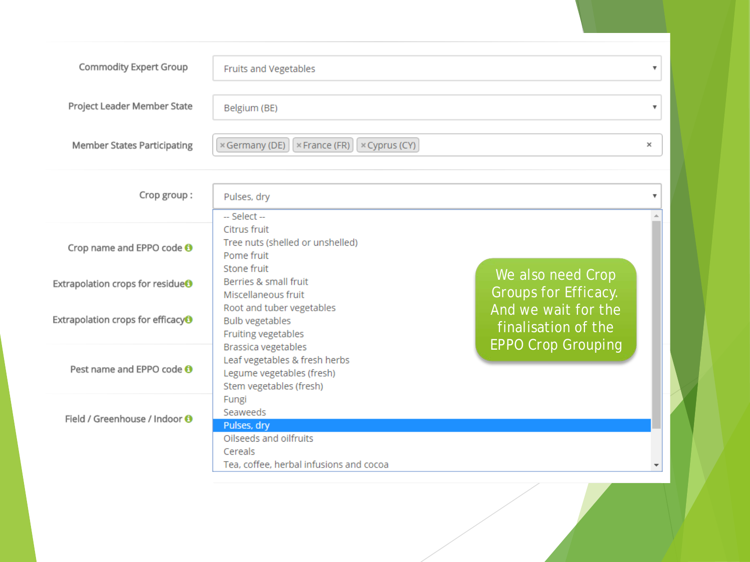| Commodity Expert Group | Fruits and Vegetables |
| --- | --- |
| Project Leader Member State | Belgium (BE) |
| Member States Participating | ×Germany (DE) ×France (FR) ×Cyprus (CY) |
| Crop group : | Pulses, dry |
| Crop name and EPPO code | |
| Extrapolation crops for residue | |
| Extrapolation crops for efficacy | |
| Pest name and EPPO code | |
| Field / Greenhouse / Indoor | |

Crop group options:

- -- Select --
- Citrus fruit
- Tree nuts (shelled or unshelled)
- Pome fruit
- Stone fruit
- Berries & small fruit
- Miscellaneous fruit
- Root and tuber vegetables
- Bulb vegetables
- Fruiting vegetables
- Brassica vegetables
- Leaf vegetables & fresh herbs
- Legume vegetables (fresh)
- Stem vegetables (fresh)
- Fungi
- Seaweeds
- Pulses, dry
- Oilseeds and oilfruits
- Cereals
- Tea, coffee, herbal infusions and cocoa

We also need Crop Groups for Efficacy. And we wait for the finalisation of the EPPO Crop Grouping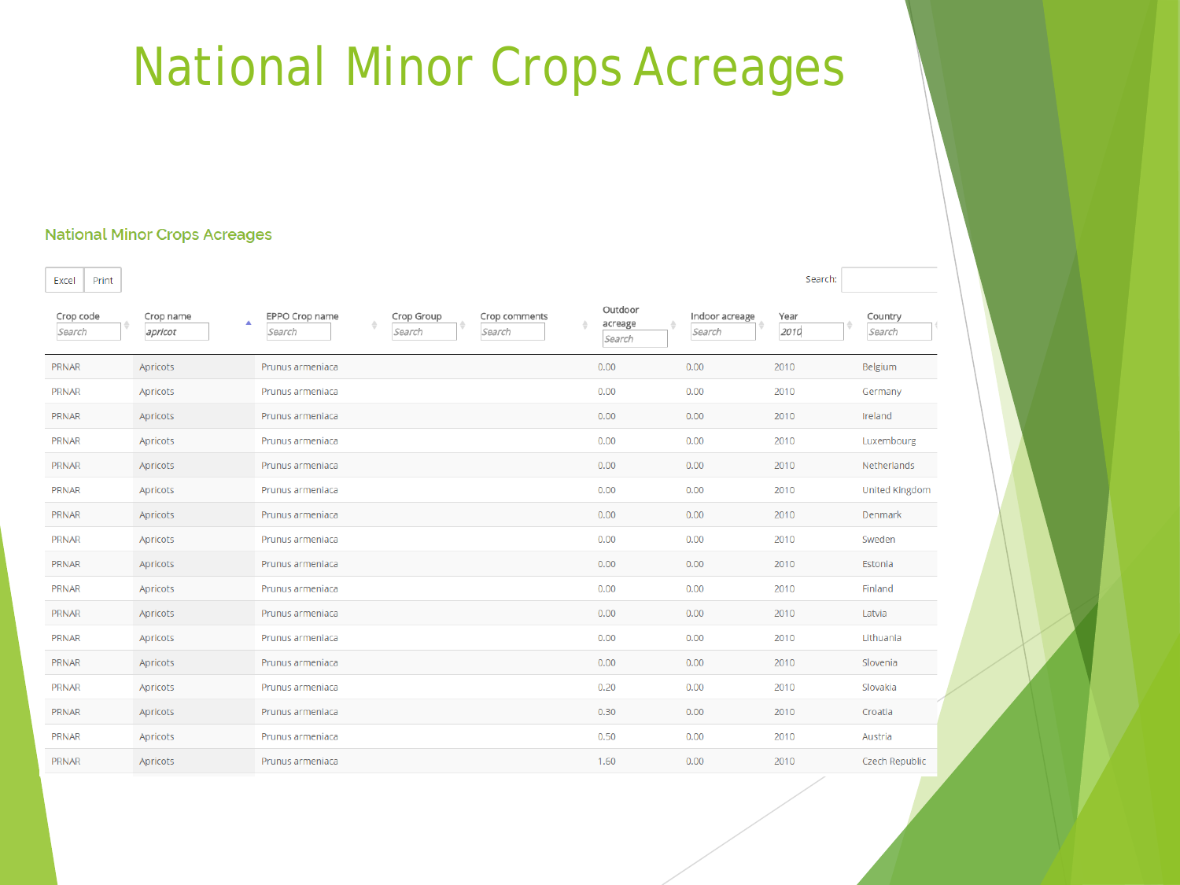# National Minor Crops Acreages

## National Minor Crops Acreages

Excel | Print

Search:

| Crop code | Crop name | EPPO Crop name | Crop Group | Crop comments | Outdoor acreage | Indoor acreage | Year | Country |
|---|---|---|---|---|---|---|---|---|
| Search | apricot | Search | Search | Search | Search | Search | 2010 | Search |
| PRNAR | Apricots | Prunus armeniaca | | | 0.00 | 0.00 | 2010 | Belgium |
| PRNAR | Apricots | Prunus armeniaca | | | 0.00 | 0.00 | 2010 | Germany |
| PRNAR | Apricots | Prunus armeniaca | | | 0.00 | 0.00 | 2010 | Ireland |
| PRNAR | Apricots | Prunus armeniaca | | | 0.00 | 0.00 | 2010 | Luxembourg |
| PRNAR | Apricots | Prunus armeniaca | | | 0.00 | 0.00 | 2010 | Netherlands |
| PRNAR | Apricots | Prunus armeniaca | | | 0.00 | 0.00 | 2010 | United Kingdom |
| PRNAR | Apricots | Prunus armeniaca | | | 0.00 | 0.00 | 2010 | Denmark |
| PRNAR | Apricots | Prunus armeniaca | | | 0.00 | 0.00 | 2010 | Sweden |
| PRNAR | Apricots | Prunus armeniaca | | | 0.00 | 0.00 | 2010 | Estonia |
| PRNAR | Apricots | Prunus armeniaca | | | 0.00 | 0.00 | 2010 | Finland |
| PRNAR | Apricots | Prunus armeniaca | | | 0.00 | 0.00 | 2010 | Latvia |
| PRNAR | Apricots | Prunus armeniaca | | | 0.00 | 0.00 | 2010 | Lithuania |
| PRNAR | Apricots | Prunus armeniaca | | | 0.00 | 0.00 | 2010 | Slovenia |
| PRNAR | Apricots | Prunus armeniaca | | | 0.20 | 0.00 | 2010 | Slovakia |
| PRNAR | Apricots | Prunus armeniaca | | | 0.30 | 0.00 | 2010 | Croatia |
| PRNAR | Apricots | Prunus armeniaca | | | 0.50 | 0.00 | 2010 | Austria |
| PRNAR | Apricots | Prunus armeniaca | | | 1.60 | 0.00 | 2010 | Czech Republic |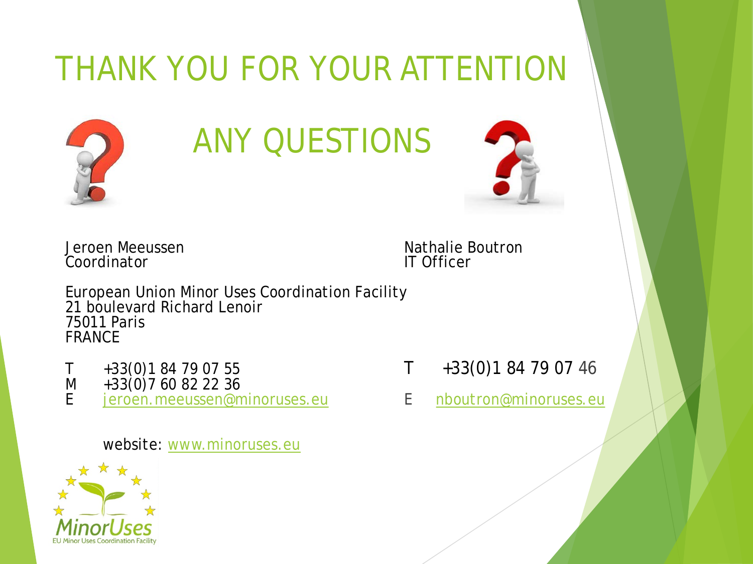# THANK YOU FOR YOUR ATTENTION

## ANY QUESTIONS

Jeroen Meeussen
Coordinator

Nathalie Boutron
IT Officer

European Union Minor Uses Coordination Facility
21 boulevard Richard Lenoir
75011 Paris
FRANCE

T +33(0)1 84 79 07 55
M +33(0)7 60 82 22 36
E jeroen.meeussen@minoruses.eu

T +33(0)1 84 79 07 46
E nboutron@minoruses.eu

website: www.minoruses.eu

MinorUses
EU Minor Uses Coordination Facility